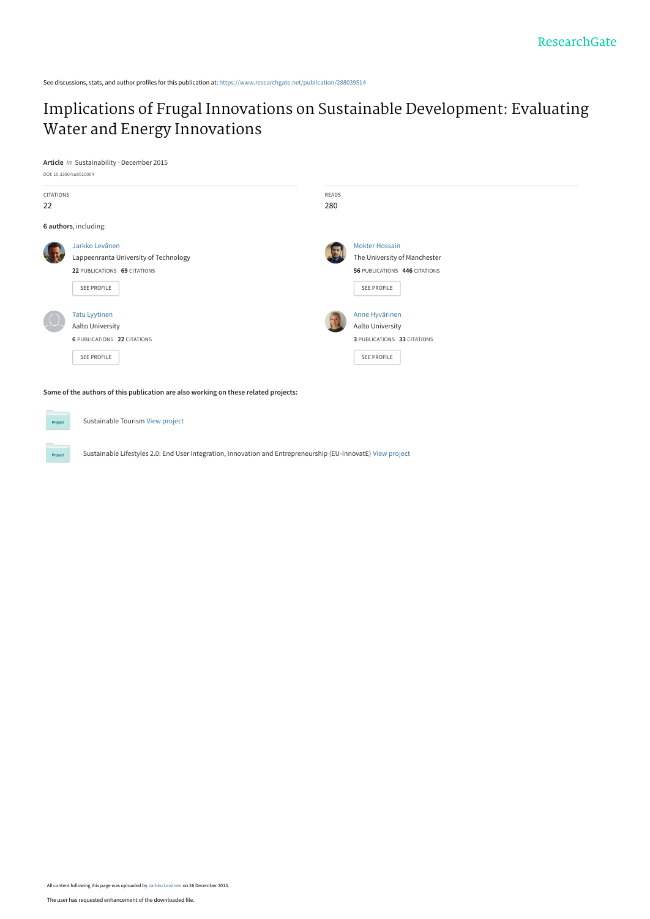See discussions, stats, and author profiles for this publication at: https://www.researchgate.net/publication/288039514

# Implications of Frugal Innovations on Sustainable Development: Evaluating Water and Energy Innovations

**Article** *in* Sustainability · December 2015

DOI: 10.3390/su8010004

CITATIONS
22

READS
280

**6 authors**, including:

Jarkko Levänen
Lappeenranta University of Technology
**22** PUBLICATIONS **69** CITATIONS
SEE PROFILE

Mokter Hossain
The University of Manchester
**56** PUBLICATIONS **446** CITATIONS
SEE PROFILE

Tatu Lyytinen
Aalto University
**6** PUBLICATIONS **22** CITATIONS
SEE PROFILE

Anne Hyvärinen
Aalto University
**3** PUBLICATIONS **33** CITATIONS
SEE PROFILE

**Some of the authors of this publication are also working on these related projects:**

Sustainable Tourism View project

Sustainable Lifestyles 2.0: End User Integration, Innovation and Entrepreneurship (EU-InnovatE) View project

All content following this page was uploaded by Jarkko Levänen on 26 December 2015.

The user has requested enhancement of the downloaded file.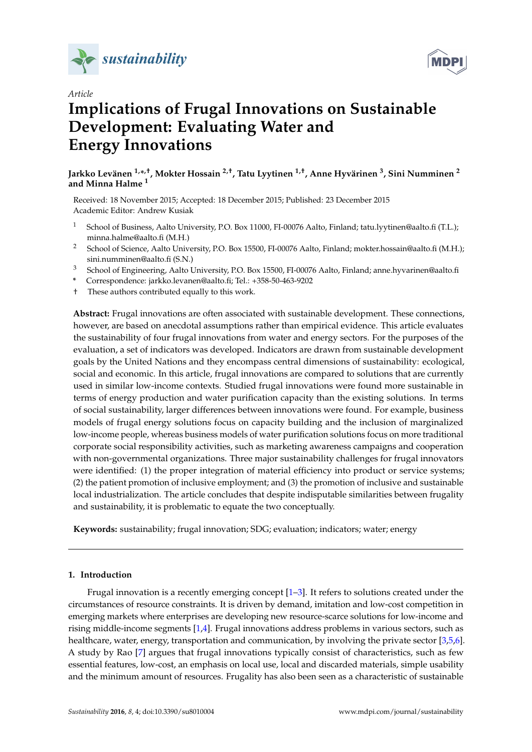Article

# Implications of Frugal Innovations on Sustainable Development: Evaluating Water and Energy Innovations

**Jarkko Levänen [1,*,†], Mokter Hossain [2,†], Tatu Lyytinen [1,†], Anne Hyvärinen [3], Sini Numminen [2] and Minna Halme [1]**

Received: 18 November 2015; Accepted: 18 December 2015; Published: 23 December 2015
Academic Editor: Andrew Kusiak

[1] School of Business, Aalto University, P.O. Box 11000, FI-00076 Aalto, Finland; tatu.lyytinen@aalto.fi (T.L.); minna.halme@aalto.fi (M.H.)
[2] School of Science, Aalto University, P.O. Box 15500, FI-00076 Aalto, Finland; mokter.hossain@aalto.fi (M.H.); sini.numminen@aalto.fi (S.N.)
[3] School of Engineering, Aalto University, P.O. Box 15500, FI-00076 Aalto, Finland; anne.hyvarinen@aalto.fi
* Correspondence: jarkko.levanen@aalto.fi; Tel.: +358-50-463-9202
† These authors contributed equally to this work.

**Abstract:** Frugal innovations are often associated with sustainable development. These connections, however, are based on anecdotal assumptions rather than empirical evidence. This article evaluates the sustainability of four frugal innovations from water and energy sectors. For the purposes of the evaluation, a set of indicators was developed. Indicators are drawn from sustainable development goals by the United Nations and they encompass central dimensions of sustainability: ecological, social and economic. In this article, frugal innovations are compared to solutions that are currently used in similar low-income contexts. Studied frugal innovations were found more sustainable in terms of energy production and water purification capacity than the existing solutions. In terms of social sustainability, larger differences between innovations were found. For example, business models of frugal energy solutions focus on capacity building and the inclusion of marginalized low-income people, whereas business models of water purification solutions focus on more traditional corporate social responsibility activities, such as marketing awareness campaigns and cooperation with non-governmental organizations. Three major sustainability challenges for frugal innovators were identified: (1) the proper integration of material efficiency into product or service systems; (2) the patient promotion of inclusive employment; and (3) the promotion of inclusive and sustainable local industrialization. The article concludes that despite indisputable similarities between frugality and sustainability, it is problematic to equate the two conceptually.

**Keywords:** sustainability; frugal innovation; SDG; evaluation; indicators; water; energy

## 1. Introduction

Frugal innovation is a recently emerging concept [1–3]. It refers to solutions created under the circumstances of resource constraints. It is driven by demand, imitation and low-cost competition in emerging markets where enterprises are developing new resource-scarce solutions for low-income and rising middle-income segments [1,4]. Frugal innovations address problems in various sectors, such as healthcare, water, energy, transportation and communication, by involving the private sector [3,5,6]. A study by Rao [7] argues that frugal innovations typically consist of characteristics, such as few essential features, low-cost, an emphasis on local use, local and discarded materials, simple usability and the minimum amount of resources. Frugality has also been seen as a characteristic of sustainable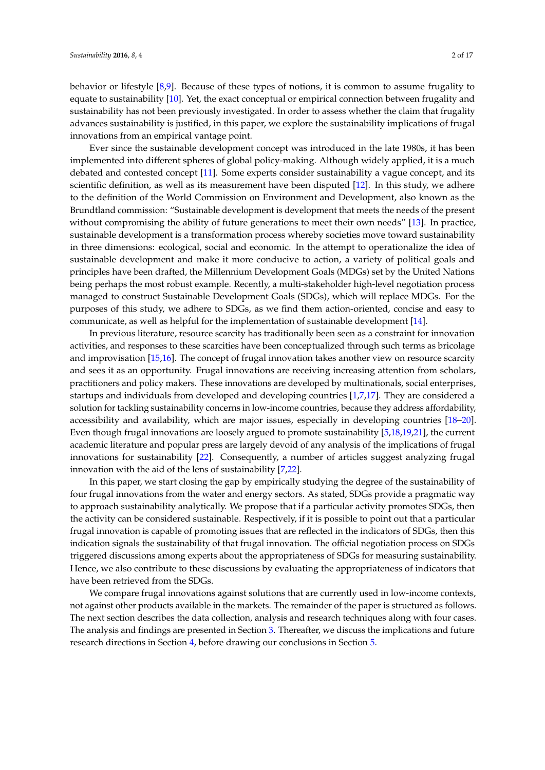behavior or lifestyle [8,9]. Because of these types of notions, it is common to assume frugality to equate to sustainability [10]. Yet, the exact conceptual or empirical connection between frugality and sustainability has not been previously investigated. In order to assess whether the claim that frugality advances sustainability is justified, in this paper, we explore the sustainability implications of frugal innovations from an empirical vantage point.

Ever since the sustainable development concept was introduced in the late 1980s, it has been implemented into different spheres of global policy-making. Although widely applied, it is a much debated and contested concept [11]. Some experts consider sustainability a vague concept, and its scientific definition, as well as its measurement have been disputed [12]. In this study, we adhere to the definition of the World Commission on Environment and Development, also known as the Brundtland commission: "Sustainable development is development that meets the needs of the present without compromising the ability of future generations to meet their own needs" [13]. In practice, sustainable development is a transformation process whereby societies move toward sustainability in three dimensions: ecological, social and economic. In the attempt to operationalize the idea of sustainable development and make it more conducive to action, a variety of political goals and principles have been drafted, the Millennium Development Goals (MDGs) set by the United Nations being perhaps the most robust example. Recently, a multi-stakeholder high-level negotiation process managed to construct Sustainable Development Goals (SDGs), which will replace MDGs. For the purposes of this study, we adhere to SDGs, as we find them action-oriented, concise and easy to communicate, as well as helpful for the implementation of sustainable development [14].

In previous literature, resource scarcity has traditionally been seen as a constraint for innovation activities, and responses to these scarcities have been conceptualized through such terms as bricolage and improvisation [15,16]. The concept of frugal innovation takes another view on resource scarcity and sees it as an opportunity. Frugal innovations are receiving increasing attention from scholars, practitioners and policy makers. These innovations are developed by multinationals, social enterprises, startups and individuals from developed and developing countries [1,7,17]. They are considered a solution for tackling sustainability concerns in low-income countries, because they address affordability, accessibility and availability, which are major issues, especially in developing countries [18–20]. Even though frugal innovations are loosely argued to promote sustainability [5,18,19,21], the current academic literature and popular press are largely devoid of any analysis of the implications of frugal innovations for sustainability [22]. Consequently, a number of articles suggest analyzing frugal innovation with the aid of the lens of sustainability [7,22].

In this paper, we start closing the gap by empirically studying the degree of the sustainability of four frugal innovations from the water and energy sectors. As stated, SDGs provide a pragmatic way to approach sustainability analytically. We propose that if a particular activity promotes SDGs, then the activity can be considered sustainable. Respectively, if it is possible to point out that a particular frugal innovation is capable of promoting issues that are reflected in the indicators of SDGs, then this indication signals the sustainability of that frugal innovation. The official negotiation process on SDGs triggered discussions among experts about the appropriateness of SDGs for measuring sustainability. Hence, we also contribute to these discussions by evaluating the appropriateness of indicators that have been retrieved from the SDGs.

We compare frugal innovations against solutions that are currently used in low-income contexts, not against other products available in the markets. The remainder of the paper is structured as follows. The next section describes the data collection, analysis and research techniques along with four cases. The analysis and findings are presented in Section 3. Thereafter, we discuss the implications and future research directions in Section 4, before drawing our conclusions in Section 5.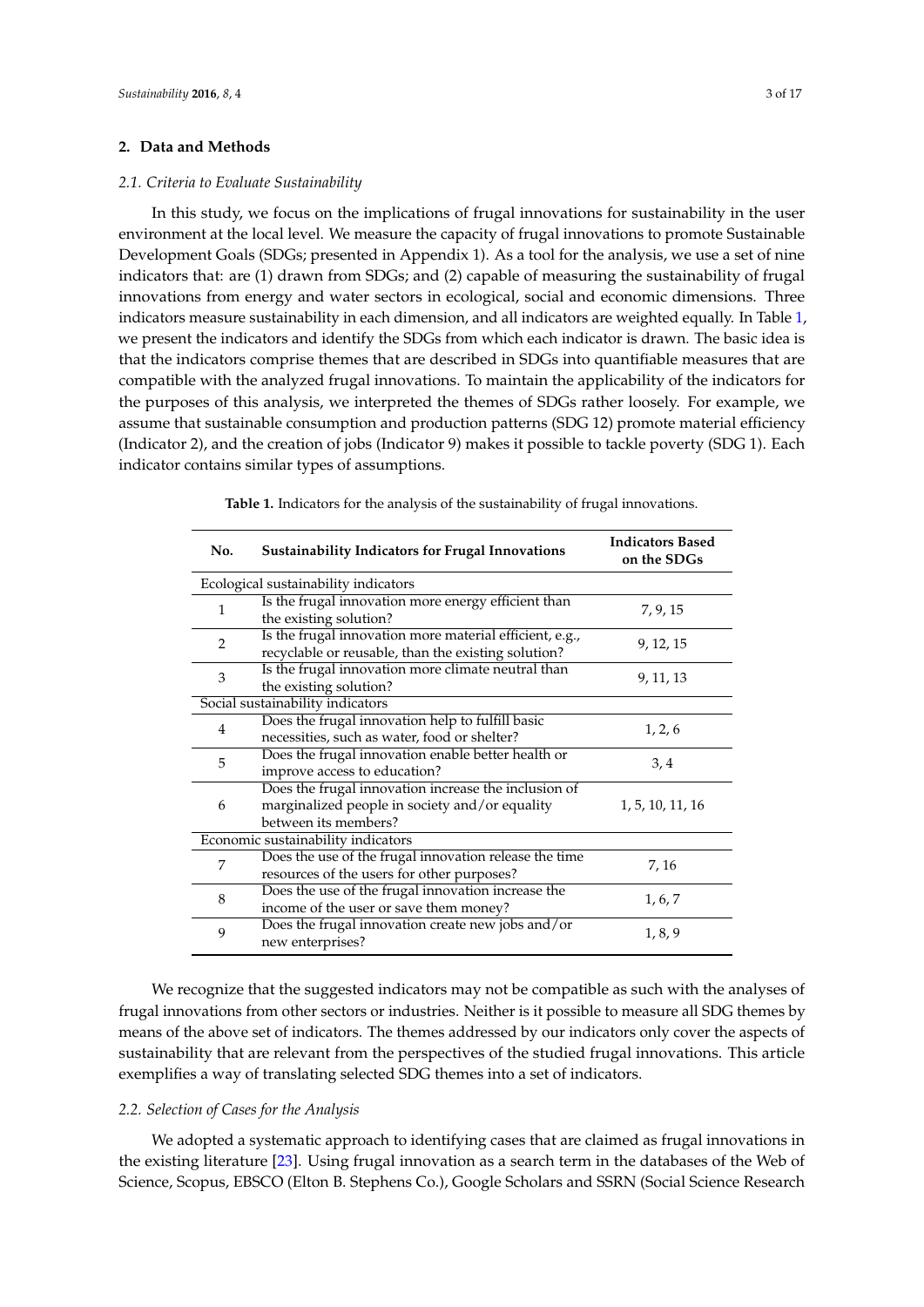## 2. Data and Methods

### 2.1. Criteria to Evaluate Sustainability

In this study, we focus on the implications of frugal innovations for sustainability in the user environment at the local level. We measure the capacity of frugal innovations to promote Sustainable Development Goals (SDGs; presented in Appendix 1). As a tool for the analysis, we use a set of nine indicators that: are (1) drawn from SDGs; and (2) capable of measuring the sustainability of frugal innovations from energy and water sectors in ecological, social and economic dimensions. Three indicators measure sustainability in each dimension, and all indicators are weighted equally. In Table 1, we present the indicators and identify the SDGs from which each indicator is drawn. The basic idea is that the indicators comprise themes that are described in SDGs into quantifiable measures that are compatible with the analyzed frugal innovations. To maintain the applicability of the indicators for the purposes of this analysis, we interpreted the themes of SDGs rather loosely. For example, we assume that sustainable consumption and production patterns (SDG 12) promote material efficiency (Indicator 2), and the creation of jobs (Indicator 9) makes it possible to tackle poverty (SDG 1). Each indicator contains similar types of assumptions.

**Table 1.** Indicators for the analysis of the sustainability of frugal innovations.

| No. | Sustainability Indicators for Frugal Innovations | Indicators Based on the SDGs |
|---|---|---|
| Ecological sustainability indicators | | |
| 1 | Is the frugal innovation more energy efficient than the existing solution? | 7, 9, 15 |
| 2 | Is the frugal innovation more material efficient, e.g., recyclable or reusable, than the existing solution? | 9, 12, 15 |
| 3 | Is the frugal innovation more climate neutral than the existing solution? | 9, 11, 13 |
| Social sustainability indicators | | |
| 4 | Does the frugal innovation help to fulfill basic necessities, such as water, food or shelter? | 1, 2, 6 |
| 5 | Does the frugal innovation enable better health or improve access to education? | 3, 4 |
| 6 | Does the frugal innovation increase the inclusion of marginalized people in society and/or equality between its members? | 1, 5, 10, 11, 16 |
| Economic sustainability indicators | | |
| 7 | Does the use of the frugal innovation release the time resources of the users for other purposes? | 7, 16 |
| 8 | Does the use of the frugal innovation increase the income of the user or save them money? | 1, 6, 7 |
| 9 | Does the frugal innovation create new jobs and/or new enterprises? | 1, 8, 9 |

We recognize that the suggested indicators may not be compatible as such with the analyses of frugal innovations from other sectors or industries. Neither is it possible to measure all SDG themes by means of the above set of indicators. The themes addressed by our indicators only cover the aspects of sustainability that are relevant from the perspectives of the studied frugal innovations. This article exemplifies a way of translating selected SDG themes into a set of indicators.

### 2.2. Selection of Cases for the Analysis

We adopted a systematic approach to identifying cases that are claimed as frugal innovations in the existing literature [23]. Using frugal innovation as a search term in the databases of the Web of Science, Scopus, EBSCO (Elton B. Stephens Co.), Google Scholars and SSRN (Social Science Research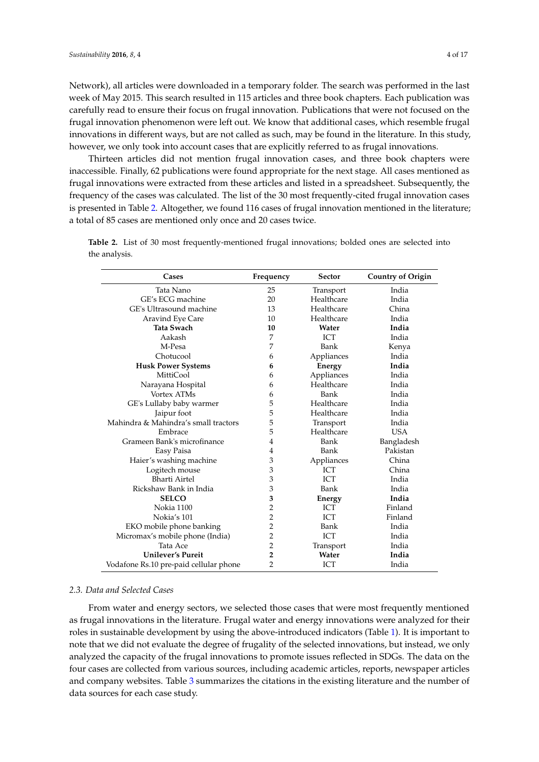Network), all articles were downloaded in a temporary folder. The search was performed in the last week of May 2015. This search resulted in 115 articles and three book chapters. Each publication was carefully read to ensure their focus on frugal innovation. Publications that were not focused on the frugal innovation phenomenon were left out. We know that additional cases, which resemble frugal innovations in different ways, but are not called as such, may be found in the literature. In this study, however, we only took into account cases that are explicitly referred to as frugal innovations.

Thirteen articles did not mention frugal innovation cases, and three book chapters were inaccessible. Finally, 62 publications were found appropriate for the next stage. All cases mentioned as frugal innovations were extracted from these articles and listed in a spreadsheet. Subsequently, the frequency of the cases was calculated. The list of the 30 most frequently-cited frugal innovation cases is presented in Table 2. Altogether, we found 116 cases of frugal innovation mentioned in the literature; a total of 85 cases are mentioned only once and 20 cases twice.

**Table 2.** List of 30 most frequently-mentioned frugal innovations; bolded ones are selected into the analysis.

| Cases | Frequency | Sector | Country of Origin |
|---|---|---|---|
| Tata Nano | 25 | Transport | India |
| GE's ECG machine | 20 | Healthcare | India |
| GE's Ultrasound machine | 13 | Healthcare | China |
| Aravind Eye Care | 10 | Healthcare | India |
| **Tata Swach** | **10** | **Water** | **India** |
| Aakash | 7 | ICT | India |
| M-Pesa | 7 | Bank | Kenya |
| Chotucool | 6 | Appliances | India |
| **Husk Power Systems** | **6** | **Energy** | **India** |
| MittiCool | 6 | Appliances | India |
| Narayana Hospital | 6 | Healthcare | India |
| Vortex ATMs | 6 | Bank | India |
| GE's Lullaby baby warmer | 5 | Healthcare | India |
| Jaipur foot | 5 | Healthcare | India |
| Mahindra & Mahindra's small tractors | 5 | Transport | India |
| Embrace | 5 | Healthcare | USA |
| Grameen Bank's microfinance | 4 | Bank | Bangladesh |
| Easy Paisa | 4 | Bank | Pakistan |
| Haier's washing machine | 3 | Appliances | China |
| Logitech mouse | 3 | ICT | China |
| Bharti Airtel | 3 | ICT | India |
| Rickshaw Bank in India | 3 | Bank | India |
| **SELCO** | **3** | **Energy** | **India** |
| Nokia 1100 | 2 | ICT | Finland |
| Nokia's 101 | 2 | ICT | Finland |
| EKO mobile phone banking | 2 | Bank | India |
| Micromax's mobile phone (India) | 2 | ICT | India |
| Tata Ace | 2 | Transport | India |
| **Unilever's Pureit** | **2** | **Water** | **India** |
| Vodafone Rs.10 pre-paid cellular phone | 2 | ICT | India |

### 2.3. Data and Selected Cases

From water and energy sectors, we selected those cases that were most frequently mentioned as frugal innovations in the literature. Frugal water and energy innovations were analyzed for their roles in sustainable development by using the above-introduced indicators (Table 1). It is important to note that we did not evaluate the degree of frugality of the selected innovations, but instead, we only analyzed the capacity of the frugal innovations to promote issues reflected in SDGs. The data on the four cases are collected from various sources, including academic articles, reports, newspaper articles and company websites. Table 3 summarizes the citations in the existing literature and the number of data sources for each case study.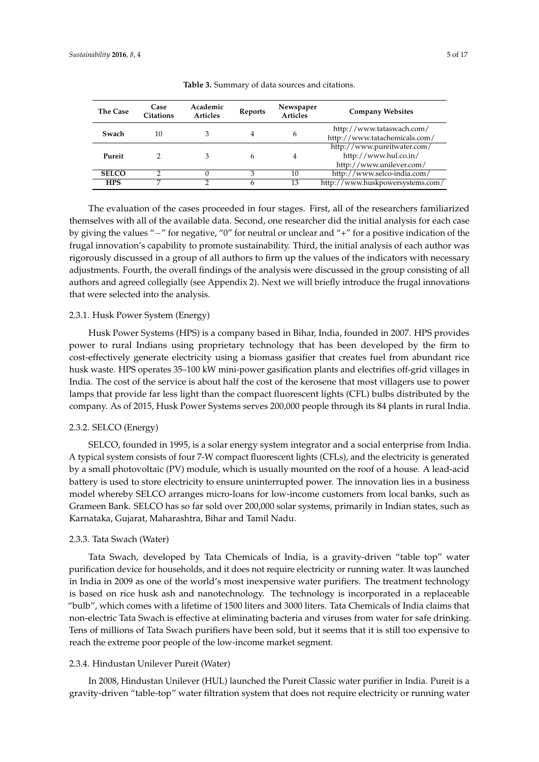**Table 3.** Summary of data sources and citations.

| The Case | Case Citations | Academic Articles | Reports | Newspaper Articles | Company Websites |
|---|---|---|---|---|---|
| **Swach** | 10 | 3 | 4 | 6 | http://www.tataswach.com/ http://www.tatachemicals.com/ |
| **Pureit** | 2 | 3 | 6 | 4 | http://www.pureitwater.com/ http://www.hul.co.in/ http://www.unilever.com/ |
| **SELCO** | 2 | 0 | 3 | 10 | http://www.selco-india.com/ |
| **HPS** | 7 | 2 | 6 | 13 | http://www.huskpowersystems.com/ |

The evaluation of the cases proceeded in four stages. First, all of the researchers familiarized themselves with all of the available data. Second, one researcher did the initial analysis for each case by giving the values "−" for negative, "0" for neutral or unclear and "+" for a positive indication of the frugal innovation's capability to promote sustainability. Third, the initial analysis of each author was rigorously discussed in a group of all authors to firm up the values of the indicators with necessary adjustments. Fourth, the overall findings of the analysis were discussed in the group consisting of all authors and agreed collegially (see Appendix 2). Next we will briefly introduce the frugal innovations that were selected into the analysis.

#### 2.3.1. Husk Power System (Energy)

Husk Power Systems (HPS) is a company based in Bihar, India, founded in 2007. HPS provides power to rural Indians using proprietary technology that has been developed by the firm to cost-effectively generate electricity using a biomass gasifier that creates fuel from abundant rice husk waste. HPS operates 35–100 kW mini-power gasification plants and electrifies off-grid villages in India. The cost of the service is about half the cost of the kerosene that most villagers use to power lamps that provide far less light than the compact fluorescent lights (CFL) bulbs distributed by the company. As of 2015, Husk Power Systems serves 200,000 people through its 84 plants in rural India.

#### 2.3.2. SELCO (Energy)

SELCO, founded in 1995, is a solar energy system integrator and a social enterprise from India. A typical system consists of four 7-W compact fluorescent lights (CFLs), and the electricity is generated by a small photovoltaic (PV) module, which is usually mounted on the roof of a house. A lead-acid battery is used to store electricity to ensure uninterrupted power. The innovation lies in a business model whereby SELCO arranges micro-loans for low-income customers from local banks, such as Grameen Bank. SELCO has so far sold over 200,000 solar systems, primarily in Indian states, such as Karnataka, Gujarat, Maharashtra, Bihar and Tamil Nadu.

#### 2.3.3. Tata Swach (Water)

Tata Swach, developed by Tata Chemicals of India, is a gravity-driven "table top" water purification device for households, and it does not require electricity or running water. It was launched in India in 2009 as one of the world's most inexpensive water purifiers. The treatment technology is based on rice husk ash and nanotechnology. The technology is incorporated in a replaceable "bulb", which comes with a lifetime of 1500 liters and 3000 liters. Tata Chemicals of India claims that non-electric Tata Swach is effective at eliminating bacteria and viruses from water for safe drinking. Tens of millions of Tata Swach purifiers have been sold, but it seems that it is still too expensive to reach the extreme poor people of the low-income market segment.

#### 2.3.4. Hindustan Unilever Pureit (Water)

In 2008, Hindustan Unilever (HUL) launched the Pureit Classic water purifier in India. Pureit is a gravity-driven "table-top" water filtration system that does not require electricity or running water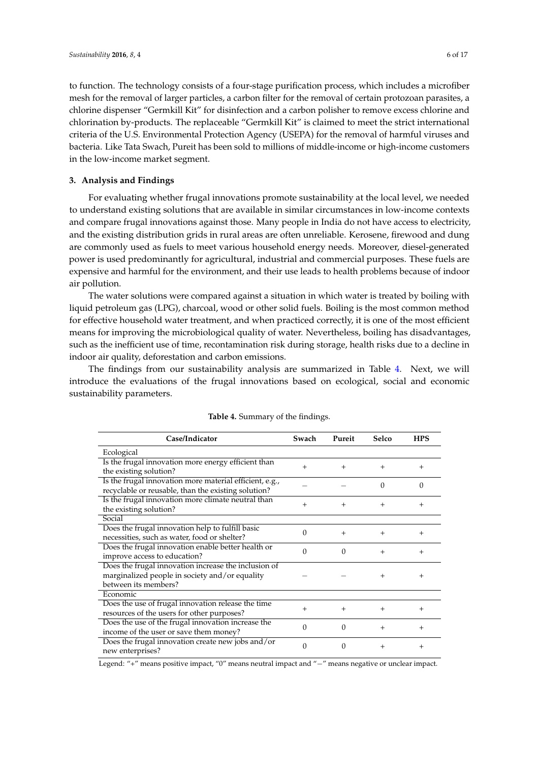to function. The technology consists of a four-stage purification process, which includes a microfiber mesh for the removal of larger particles, a carbon filter for the removal of certain protozoan parasites, a chlorine dispenser "Germkill Kit" for disinfection and a carbon polisher to remove excess chlorine and chlorination by-products. The replaceable "Germkill Kit" is claimed to meet the strict international criteria of the U.S. Environmental Protection Agency (USEPA) for the removal of harmful viruses and bacteria. Like Tata Swach, Pureit has been sold to millions of middle-income or high-income customers in the low-income market segment.

## 3. Analysis and Findings

For evaluating whether frugal innovations promote sustainability at the local level, we needed to understand existing solutions that are available in similar circumstances in low-income contexts and compare frugal innovations against those. Many people in India do not have access to electricity, and the existing distribution grids in rural areas are often unreliable. Kerosene, firewood and dung are commonly used as fuels to meet various household energy needs. Moreover, diesel-generated power is used predominantly for agricultural, industrial and commercial purposes. These fuels are expensive and harmful for the environment, and their use leads to health problems because of indoor air pollution.

The water solutions were compared against a situation in which water is treated by boiling with liquid petroleum gas (LPG), charcoal, wood or other solid fuels. Boiling is the most common method for effective household water treatment, and when practiced correctly, it is one of the most efficient means for improving the microbiological quality of water. Nevertheless, boiling has disadvantages, such as the inefficient use of time, recontamination risk during storage, health risks due to a decline in indoor air quality, deforestation and carbon emissions.

The findings from our sustainability analysis are summarized in Table 4. Next, we will introduce the evaluations of the frugal innovations based on ecological, social and economic sustainability parameters.

**Table 4.** Summary of the findings.

| Case/Indicator | Swach | Pureit | Selco | HPS |
|---|---|---|---|---|
| Ecological | | | | |
| Is the frugal innovation more energy efficient than the existing solution? | + | + | + | + |
| Is the frugal innovation more material efficient, e.g., recyclable or reusable, than the existing solution? | − | − | 0 | 0 |
| Is the frugal innovation more climate neutral than the existing solution? | + | + | + | + |
| Social | | | | |
| Does the frugal innovation help to fulfill basic necessities, such as water, food or shelter? | 0 | + | + | + |
| Does the frugal innovation enable better health or improve access to education? | 0 | 0 | + | + |
| Does the frugal innovation increase the inclusion of marginalized people in society and/or equality between its members? | − | − | + | + |
| Economic | | | | |
| Does the use of frugal innovation release the time resources of the users for other purposes? | + | + | + | + |
| Does the use of the frugal innovation increase the income of the user or save them money? | 0 | 0 | + | + |
| Does the frugal innovation create new jobs and/or new enterprises? | 0 | 0 | + | + |

Legend: "+" means positive impact, "0" means neutral impact and "−" means negative or unclear impact.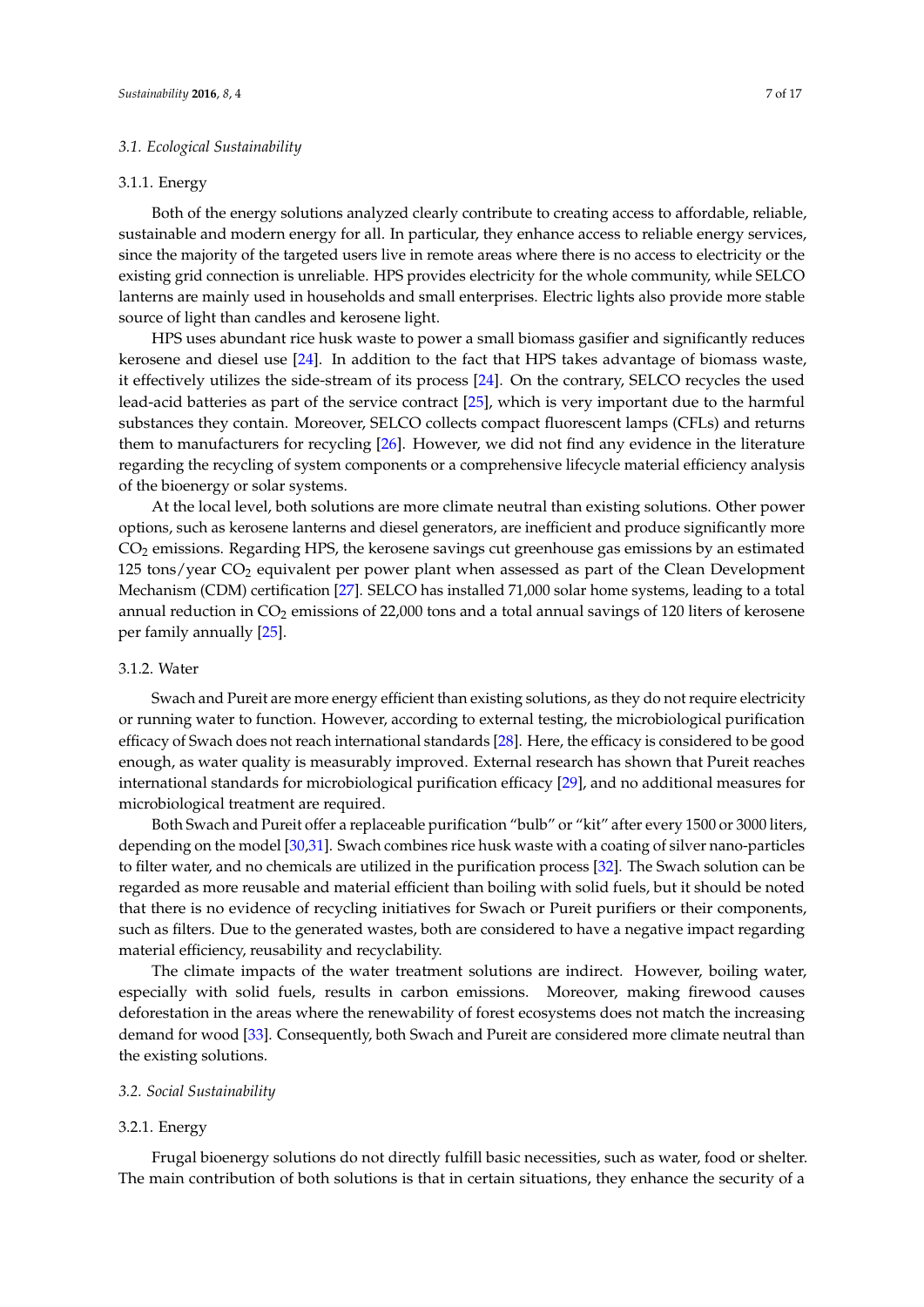### 3.1. Ecological Sustainability

#### 3.1.1. Energy

Both of the energy solutions analyzed clearly contribute to creating access to affordable, reliable, sustainable and modern energy for all. In particular, they enhance access to reliable energy services, since the majority of the targeted users live in remote areas where there is no access to electricity or the existing grid connection is unreliable. HPS provides electricity for the whole community, while SELCO lanterns are mainly used in households and small enterprises. Electric lights also provide more stable source of light than candles and kerosene light.

HPS uses abundant rice husk waste to power a small biomass gasifier and significantly reduces kerosene and diesel use [24]. In addition to the fact that HPS takes advantage of biomass waste, it effectively utilizes the side-stream of its process [24]. On the contrary, SELCO recycles the used lead-acid batteries as part of the service contract [25], which is very important due to the harmful substances they contain. Moreover, SELCO collects compact fluorescent lamps (CFLs) and returns them to manufacturers for recycling [26]. However, we did not find any evidence in the literature regarding the recycling of system components or a comprehensive lifecycle material efficiency analysis of the bioenergy or solar systems.

At the local level, both solutions are more climate neutral than existing solutions. Other power options, such as kerosene lanterns and diesel generators, are inefficient and produce significantly more $CO_2$ emissions. Regarding HPS, the kerosene savings cut greenhouse gas emissions by an estimated 125 tons/year $CO_2$ equivalent per power plant when assessed as part of the Clean Development Mechanism (CDM) certification [27]. SELCO has installed 71,000 solar home systems, leading to a total annual reduction in $CO_2$ emissions of 22,000 tons and a total annual savings of 120 liters of kerosene per family annually [25].

#### 3.1.2. Water

Swach and Pureit are more energy efficient than existing solutions, as they do not require electricity or running water to function. However, according to external testing, the microbiological purification efficacy of Swach does not reach international standards [28]. Here, the efficacy is considered to be good enough, as water quality is measurably improved. External research has shown that Pureit reaches international standards for microbiological purification efficacy [29], and no additional measures for microbiological treatment are required.

Both Swach and Pureit offer a replaceable purification "bulb" or "kit" after every 1500 or 3000 liters, depending on the model [30,31]. Swach combines rice husk waste with a coating of silver nano-particles to filter water, and no chemicals are utilized in the purification process [32]. The Swach solution can be regarded as more reusable and material efficient than boiling with solid fuels, but it should be noted that there is no evidence of recycling initiatives for Swach or Pureit purifiers or their components, such as filters. Due to the generated wastes, both are considered to have a negative impact regarding material efficiency, reusability and recyclability.

The climate impacts of the water treatment solutions are indirect. However, boiling water, especially with solid fuels, results in carbon emissions. Moreover, making firewood causes deforestation in the areas where the renewability of forest ecosystems does not match the increasing demand for wood [33]. Consequently, both Swach and Pureit are considered more climate neutral than the existing solutions.

### 3.2. Social Sustainability

#### 3.2.1. Energy

Frugal bioenergy solutions do not directly fulfill basic necessities, such as water, food or shelter. The main contribution of both solutions is that in certain situations, they enhance the security of a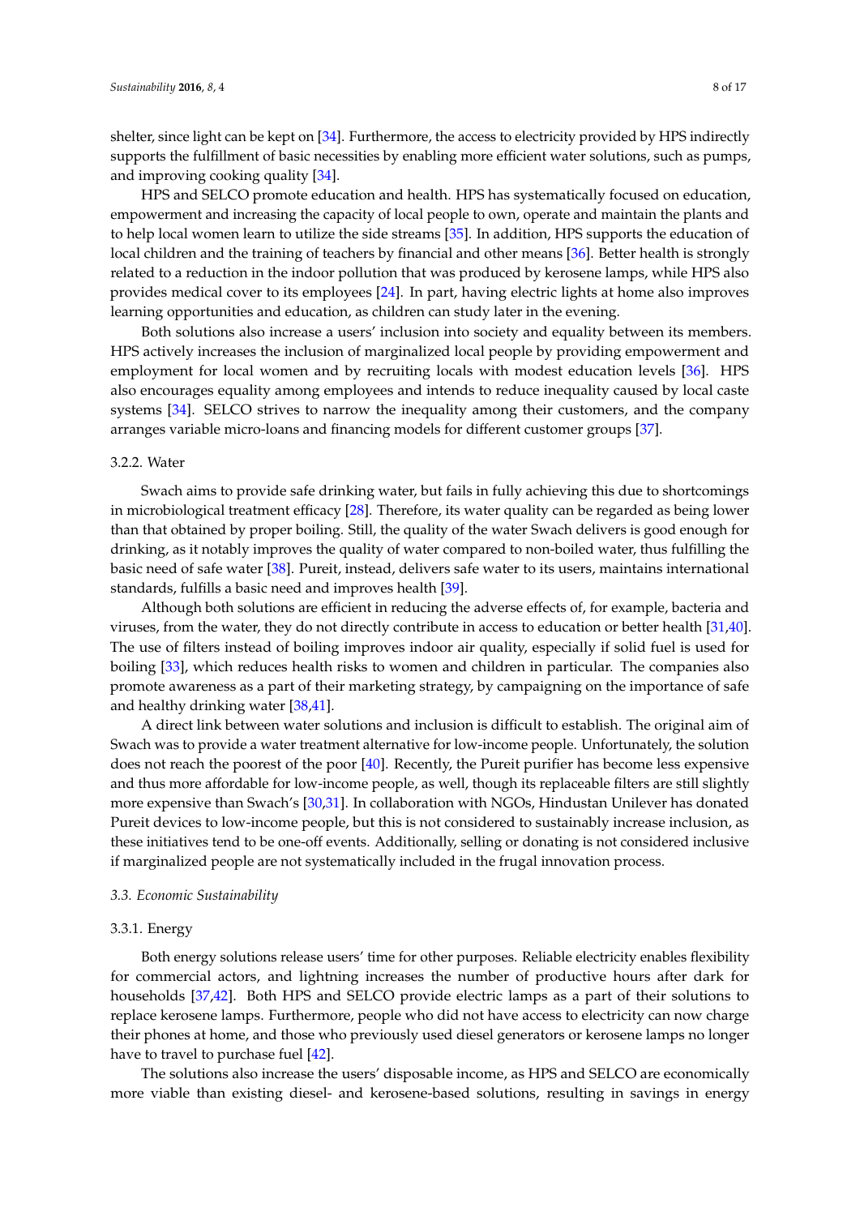shelter, since light can be kept on [34]. Furthermore, the access to electricity provided by HPS indirectly supports the fulfillment of basic necessities by enabling more efficient water solutions, such as pumps, and improving cooking quality [34].

HPS and SELCO promote education and health. HPS has systematically focused on education, empowerment and increasing the capacity of local people to own, operate and maintain the plants and to help local women learn to utilize the side streams [35]. In addition, HPS supports the education of local children and the training of teachers by financial and other means [36]. Better health is strongly related to a reduction in the indoor pollution that was produced by kerosene lamps, while HPS also provides medical cover to its employees [24]. In part, having electric lights at home also improves learning opportunities and education, as children can study later in the evening.

Both solutions also increase a users' inclusion into society and equality between its members. HPS actively increases the inclusion of marginalized local people by providing empowerment and employment for local women and by recruiting locals with modest education levels [36]. HPS also encourages equality among employees and intends to reduce inequality caused by local caste systems [34]. SELCO strives to narrow the inequality among their customers, and the company arranges variable micro-loans and financing models for different customer groups [37].

#### 3.2.2. Water

Swach aims to provide safe drinking water, but fails in fully achieving this due to shortcomings in microbiological treatment efficacy [28]. Therefore, its water quality can be regarded as being lower than that obtained by proper boiling. Still, the quality of the water Swach delivers is good enough for drinking, as it notably improves the quality of water compared to non-boiled water, thus fulfilling the basic need of safe water [38]. Pureit, instead, delivers safe water to its users, maintains international standards, fulfills a basic need and improves health [39].

Although both solutions are efficient in reducing the adverse effects of, for example, bacteria and viruses, from the water, they do not directly contribute in access to education or better health [31,40]. The use of filters instead of boiling improves indoor air quality, especially if solid fuel is used for boiling [33], which reduces health risks to women and children in particular. The companies also promote awareness as a part of their marketing strategy, by campaigning on the importance of safe and healthy drinking water [38,41].

A direct link between water solutions and inclusion is difficult to establish. The original aim of Swach was to provide a water treatment alternative for low-income people. Unfortunately, the solution does not reach the poorest of the poor [40]. Recently, the Pureit purifier has become less expensive and thus more affordable for low-income people, as well, though its replaceable filters are still slightly more expensive than Swach's [30,31]. In collaboration with NGOs, Hindustan Unilever has donated Pureit devices to low-income people, but this is not considered to sustainably increase inclusion, as these initiatives tend to be one-off events. Additionally, selling or donating is not considered inclusive if marginalized people are not systematically included in the frugal innovation process.

### *3.3. Economic Sustainability*

#### 3.3.1. Energy

Both energy solutions release users' time for other purposes. Reliable electricity enables flexibility for commercial actors, and lightning increases the number of productive hours after dark for households [37,42]. Both HPS and SELCO provide electric lamps as a part of their solutions to replace kerosene lamps. Furthermore, people who did not have access to electricity can now charge their phones at home, and those who previously used diesel generators or kerosene lamps no longer have to travel to purchase fuel [42].

The solutions also increase the users' disposable income, as HPS and SELCO are economically more viable than existing diesel- and kerosene-based solutions, resulting in savings in energy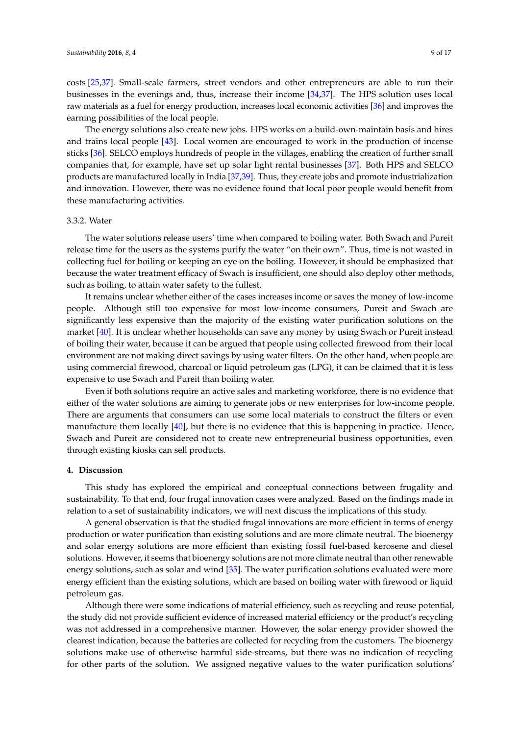costs [25,37]. Small-scale farmers, street vendors and other entrepreneurs are able to run their businesses in the evenings and, thus, increase their income [34,37]. The HPS solution uses local raw materials as a fuel for energy production, increases local economic activities [36] and improves the earning possibilities of the local people.

The energy solutions also create new jobs. HPS works on a build-own-maintain basis and hires and trains local people [43]. Local women are encouraged to work in the production of incense sticks [36]. SELCO employs hundreds of people in the villages, enabling the creation of further small companies that, for example, have set up solar light rental businesses [37]. Both HPS and SELCO products are manufactured locally in India [37,39]. Thus, they create jobs and promote industrialization and innovation. However, there was no evidence found that local poor people would benefit from these manufacturing activities.

### 3.3.2. Water

The water solutions release users' time when compared to boiling water. Both Swach and Pureit release time for the users as the systems purify the water "on their own". Thus, time is not wasted in collecting fuel for boiling or keeping an eye on the boiling. However, it should be emphasized that because the water treatment efficacy of Swach is insufficient, one should also deploy other methods, such as boiling, to attain water safety to the fullest.

It remains unclear whether either of the cases increases income or saves the money of low-income people. Although still too expensive for most low-income consumers, Pureit and Swach are significantly less expensive than the majority of the existing water purification solutions on the market [40]. It is unclear whether households can save any money by using Swach or Pureit instead of boiling their water, because it can be argued that people using collected firewood from their local environment are not making direct savings by using water filters. On the other hand, when people are using commercial firewood, charcoal or liquid petroleum gas (LPG), it can be claimed that it is less expensive to use Swach and Pureit than boiling water.

Even if both solutions require an active sales and marketing workforce, there is no evidence that either of the water solutions are aiming to generate jobs or new enterprises for low-income people. There are arguments that consumers can use some local materials to construct the filters or even manufacture them locally [40], but there is no evidence that this is happening in practice. Hence, Swach and Pureit are considered not to create new entrepreneurial business opportunities, even through existing kiosks can sell products.

## 4. Discussion

This study has explored the empirical and conceptual connections between frugality and sustainability. To that end, four frugal innovation cases were analyzed. Based on the findings made in relation to a set of sustainability indicators, we will next discuss the implications of this study.

A general observation is that the studied frugal innovations are more efficient in terms of energy production or water purification than existing solutions and are more climate neutral. The bioenergy and solar energy solutions are more efficient than existing fossil fuel-based kerosene and diesel solutions. However, it seems that bioenergy solutions are not more climate neutral than other renewable energy solutions, such as solar and wind [35]. The water purification solutions evaluated were more energy efficient than the existing solutions, which are based on boiling water with firewood or liquid petroleum gas.

Although there were some indications of material efficiency, such as recycling and reuse potential, the study did not provide sufficient evidence of increased material efficiency or the product's recycling was not addressed in a comprehensive manner. However, the solar energy provider showed the clearest indication, because the batteries are collected for recycling from the customers. The bioenergy solutions make use of otherwise harmful side-streams, but there was no indication of recycling for other parts of the solution. We assigned negative values to the water purification solutions'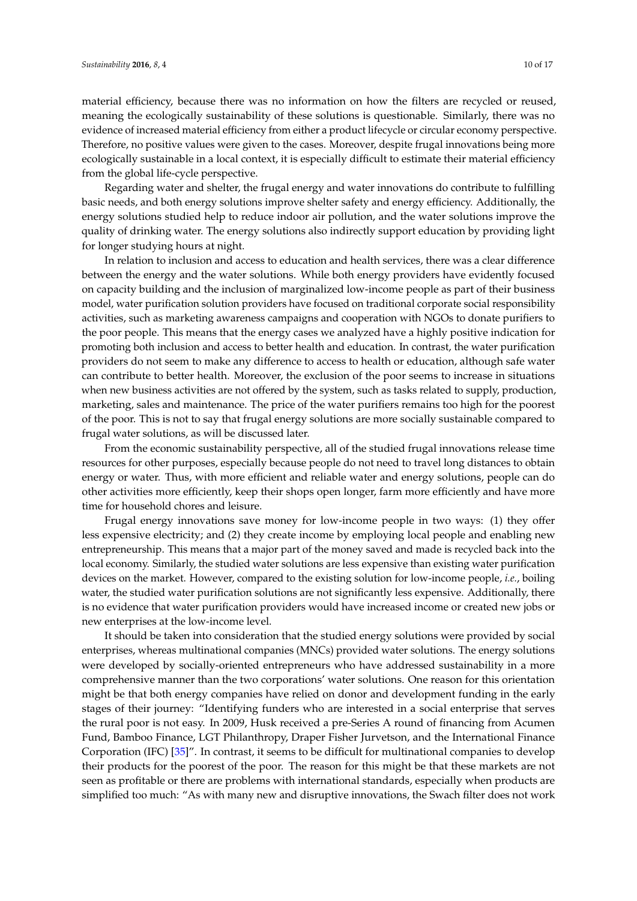material efficiency, because there was no information on how the filters are recycled or reused, meaning the ecologically sustainability of these solutions is questionable. Similarly, there was no evidence of increased material efficiency from either a product lifecycle or circular economy perspective. Therefore, no positive values were given to the cases. Moreover, despite frugal innovations being more ecologically sustainable in a local context, it is especially difficult to estimate their material efficiency from the global life-cycle perspective.

Regarding water and shelter, the frugal energy and water innovations do contribute to fulfilling basic needs, and both energy solutions improve shelter safety and energy efficiency. Additionally, the energy solutions studied help to reduce indoor air pollution, and the water solutions improve the quality of drinking water. The energy solutions also indirectly support education by providing light for longer studying hours at night.

In relation to inclusion and access to education and health services, there was a clear difference between the energy and the water solutions. While both energy providers have evidently focused on capacity building and the inclusion of marginalized low-income people as part of their business model, water purification solution providers have focused on traditional corporate social responsibility activities, such as marketing awareness campaigns and cooperation with NGOs to donate purifiers to the poor people. This means that the energy cases we analyzed have a highly positive indication for promoting both inclusion and access to better health and education. In contrast, the water purification providers do not seem to make any difference to access to health or education, although safe water can contribute to better health. Moreover, the exclusion of the poor seems to increase in situations when new business activities are not offered by the system, such as tasks related to supply, production, marketing, sales and maintenance. The price of the water purifiers remains too high for the poorest of the poor. This is not to say that frugal energy solutions are more socially sustainable compared to frugal water solutions, as will be discussed later.

From the economic sustainability perspective, all of the studied frugal innovations release time resources for other purposes, especially because people do not need to travel long distances to obtain energy or water. Thus, with more efficient and reliable water and energy solutions, people can do other activities more efficiently, keep their shops open longer, farm more efficiently and have more time for household chores and leisure.

Frugal energy innovations save money for low-income people in two ways: (1) they offer less expensive electricity; and (2) they create income by employing local people and enabling new entrepreneurship. This means that a major part of the money saved and made is recycled back into the local economy. Similarly, the studied water solutions are less expensive than existing water purification devices on the market. However, compared to the existing solution for low-income people, *i.e.*, boiling water, the studied water purification solutions are not significantly less expensive. Additionally, there is no evidence that water purification providers would have increased income or created new jobs or new enterprises at the low-income level.

It should be taken into consideration that the studied energy solutions were provided by social enterprises, whereas multinational companies (MNCs) provided water solutions. The energy solutions were developed by socially-oriented entrepreneurs who have addressed sustainability in a more comprehensive manner than the two corporations' water solutions. One reason for this orientation might be that both energy companies have relied on donor and development funding in the early stages of their journey: "Identifying funders who are interested in a social enterprise that serves the rural poor is not easy. In 2009, Husk received a pre-Series A round of financing from Acumen Fund, Bamboo Finance, LGT Philanthropy, Draper Fisher Jurvetson, and the International Finance Corporation (IFC) [35]". In contrast, it seems to be difficult for multinational companies to develop their products for the poorest of the poor. The reason for this might be that these markets are not seen as profitable or there are problems with international standards, especially when products are simplified too much: "As with many new and disruptive innovations, the Swach filter does not work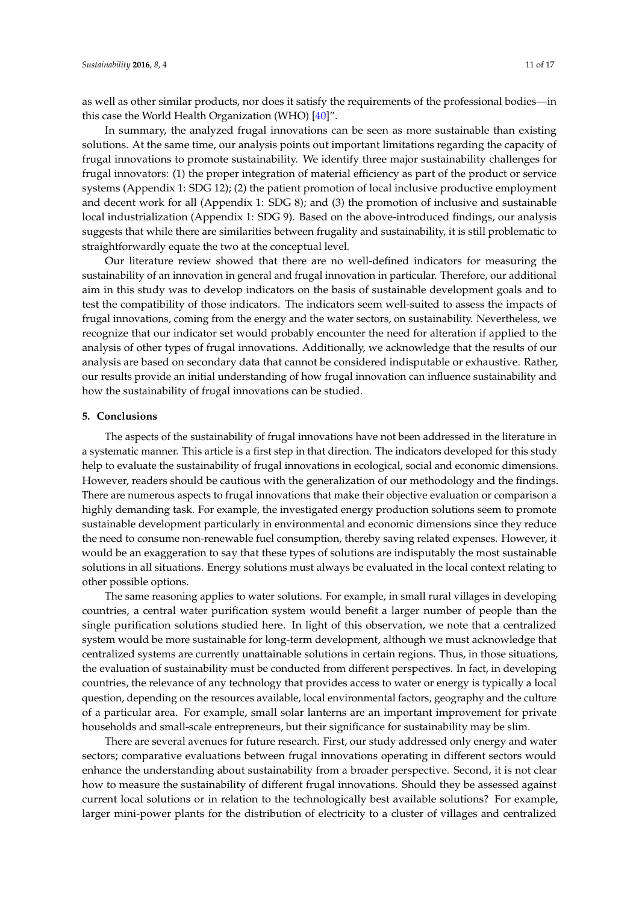as well as other similar products, nor does it satisfy the requirements of the professional bodies—in this case the World Health Organization (WHO) [40]".

In summary, the analyzed frugal innovations can be seen as more sustainable than existing solutions. At the same time, our analysis points out important limitations regarding the capacity of frugal innovations to promote sustainability. We identify three major sustainability challenges for frugal innovators: (1) the proper integration of material efficiency as part of the product or service systems (Appendix 1: SDG 12); (2) the patient promotion of local inclusive productive employment and decent work for all (Appendix 1: SDG 8); and (3) the promotion of inclusive and sustainable local industrialization (Appendix 1: SDG 9). Based on the above-introduced findings, our analysis suggests that while there are similarities between frugality and sustainability, it is still problematic to straightforwardly equate the two at the conceptual level.

Our literature review showed that there are no well-defined indicators for measuring the sustainability of an innovation in general and frugal innovation in particular. Therefore, our additional aim in this study was to develop indicators on the basis of sustainable development goals and to test the compatibility of those indicators. The indicators seem well-suited to assess the impacts of frugal innovations, coming from the energy and the water sectors, on sustainability. Nevertheless, we recognize that our indicator set would probably encounter the need for alteration if applied to the analysis of other types of frugal innovations. Additionally, we acknowledge that the results of our analysis are based on secondary data that cannot be considered indisputable or exhaustive. Rather, our results provide an initial understanding of how frugal innovation can influence sustainability and how the sustainability of frugal innovations can be studied.

## 5. Conclusions

The aspects of the sustainability of frugal innovations have not been addressed in the literature in a systematic manner. This article is a first step in that direction. The indicators developed for this study help to evaluate the sustainability of frugal innovations in ecological, social and economic dimensions. However, readers should be cautious with the generalization of our methodology and the findings. There are numerous aspects to frugal innovations that make their objective evaluation or comparison a highly demanding task. For example, the investigated energy production solutions seem to promote sustainable development particularly in environmental and economic dimensions since they reduce the need to consume non-renewable fuel consumption, thereby saving related expenses. However, it would be an exaggeration to say that these types of solutions are indisputably the most sustainable solutions in all situations. Energy solutions must always be evaluated in the local context relating to other possible options.

The same reasoning applies to water solutions. For example, in small rural villages in developing countries, a central water purification system would benefit a larger number of people than the single purification solutions studied here. In light of this observation, we note that a centralized system would be more sustainable for long-term development, although we must acknowledge that centralized systems are currently unattainable solutions in certain regions. Thus, in those situations, the evaluation of sustainability must be conducted from different perspectives. In fact, in developing countries, the relevance of any technology that provides access to water or energy is typically a local question, depending on the resources available, local environmental factors, geography and the culture of a particular area. For example, small solar lanterns are an important improvement for private households and small-scale entrepreneurs, but their significance for sustainability may be slim.

There are several avenues for future research. First, our study addressed only energy and water sectors; comparative evaluations between frugal innovations operating in different sectors would enhance the understanding about sustainability from a broader perspective. Second, it is not clear how to measure the sustainability of different frugal innovations. Should they be assessed against current local solutions or in relation to the technologically best available solutions? For example, larger mini-power plants for the distribution of electricity to a cluster of villages and centralized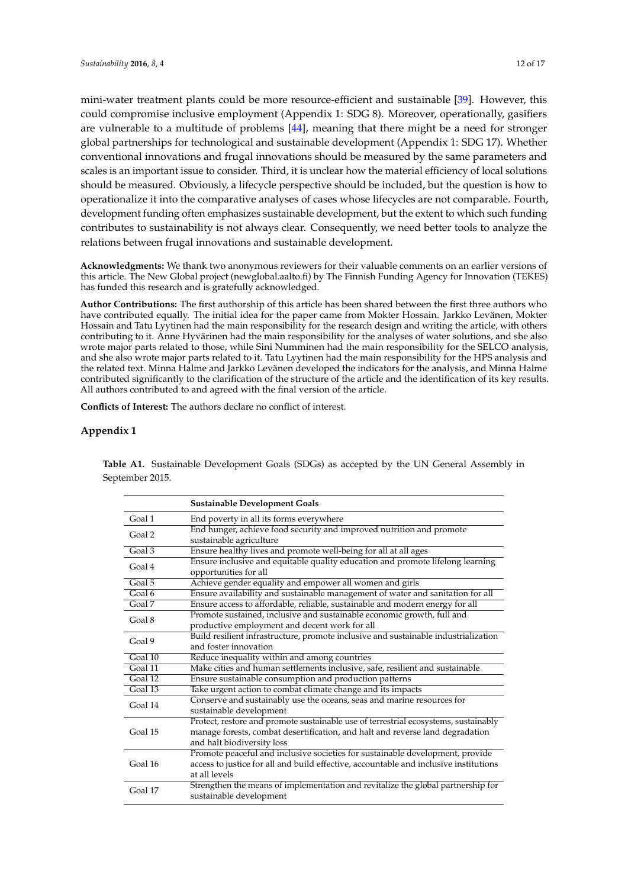mini-water treatment plants could be more resource-efficient and sustainable [39]. However, this could compromise inclusive employment (Appendix 1: SDG 8). Moreover, operationally, gasifiers are vulnerable to a multitude of problems [44], meaning that there might be a need for stronger global partnerships for technological and sustainable development (Appendix 1: SDG 17). Whether conventional innovations and frugal innovations should be measured by the same parameters and scales is an important issue to consider. Third, it is unclear how the material efficiency of local solutions should be measured. Obviously, a lifecycle perspective should be included, but the question is how to operationalize it into the comparative analyses of cases whose lifecycles are not comparable. Fourth, development funding often emphasizes sustainable development, but the extent to which such funding contributes to sustainability is not always clear. Consequently, we need better tools to analyze the relations between frugal innovations and sustainable development.

**Acknowledgments:** We thank two anonymous reviewers for their valuable comments on an earlier versions of this article. The New Global project (newglobal.aalto.fi) by The Finnish Funding Agency for Innovation (TEKES) has funded this research and is gratefully acknowledged.

**Author Contributions:** The first authorship of this article has been shared between the first three authors who have contributed equally. The initial idea for the paper came from Mokter Hossain. Jarkko Levänen, Mokter Hossain and Tatu Lyytinen had the main responsibility for the research design and writing the article, with others contributing to it. Anne Hyvärinen had the main responsibility for the analyses of water solutions, and she also wrote major parts related to those, while Sini Numminen had the main responsibility for the SELCO analysis, and she also wrote major parts related to it. Tatu Lyytinen had the main responsibility for the HPS analysis and the related text. Minna Halme and Jarkko Levänen developed the indicators for the analysis, and Minna Halme contributed significantly to the clarification of the structure of the article and the identification of its key results. All authors contributed to and agreed with the final version of the article.

**Conflicts of Interest:** The authors declare no conflict of interest.

## Appendix 1

**Table A1.** Sustainable Development Goals (SDGs) as accepted by the UN General Assembly in September 2015.

| | Sustainable Development Goals |
|---|---|
| Goal 1 | End poverty in all its forms everywhere |
| Goal 2 | End hunger, achieve food security and improved nutrition and promote sustainable agriculture |
| Goal 3 | Ensure healthy lives and promote well-being for all at all ages |
| Goal 4 | Ensure inclusive and equitable quality education and promote lifelong learning opportunities for all |
| Goal 5 | Achieve gender equality and empower all women and girls |
| Goal 6 | Ensure availability and sustainable management of water and sanitation for all |
| Goal 7 | Ensure access to affordable, reliable, sustainable and modern energy for all |
| Goal 8 | Promote sustained, inclusive and sustainable economic growth, full and productive employment and decent work for all |
| Goal 9 | Build resilient infrastructure, promote inclusive and sustainable industrialization and foster innovation |
| Goal 10 | Reduce inequality within and among countries |
| Goal 11 | Make cities and human settlements inclusive, safe, resilient and sustainable |
| Goal 12 | Ensure sustainable consumption and production patterns |
| Goal 13 | Take urgent action to combat climate change and its impacts |
| Goal 14 | Conserve and sustainably use the oceans, seas and marine resources for sustainable development |
| Goal 15 | Protect, restore and promote sustainable use of terrestrial ecosystems, sustainably manage forests, combat desertification, and halt and reverse land degradation and halt biodiversity loss |
| Goal 16 | Promote peaceful and inclusive societies for sustainable development, provide access to justice for all and build effective, accountable and inclusive institutions at all levels |
| Goal 17 | Strengthen the means of implementation and revitalize the global partnership for sustainable development |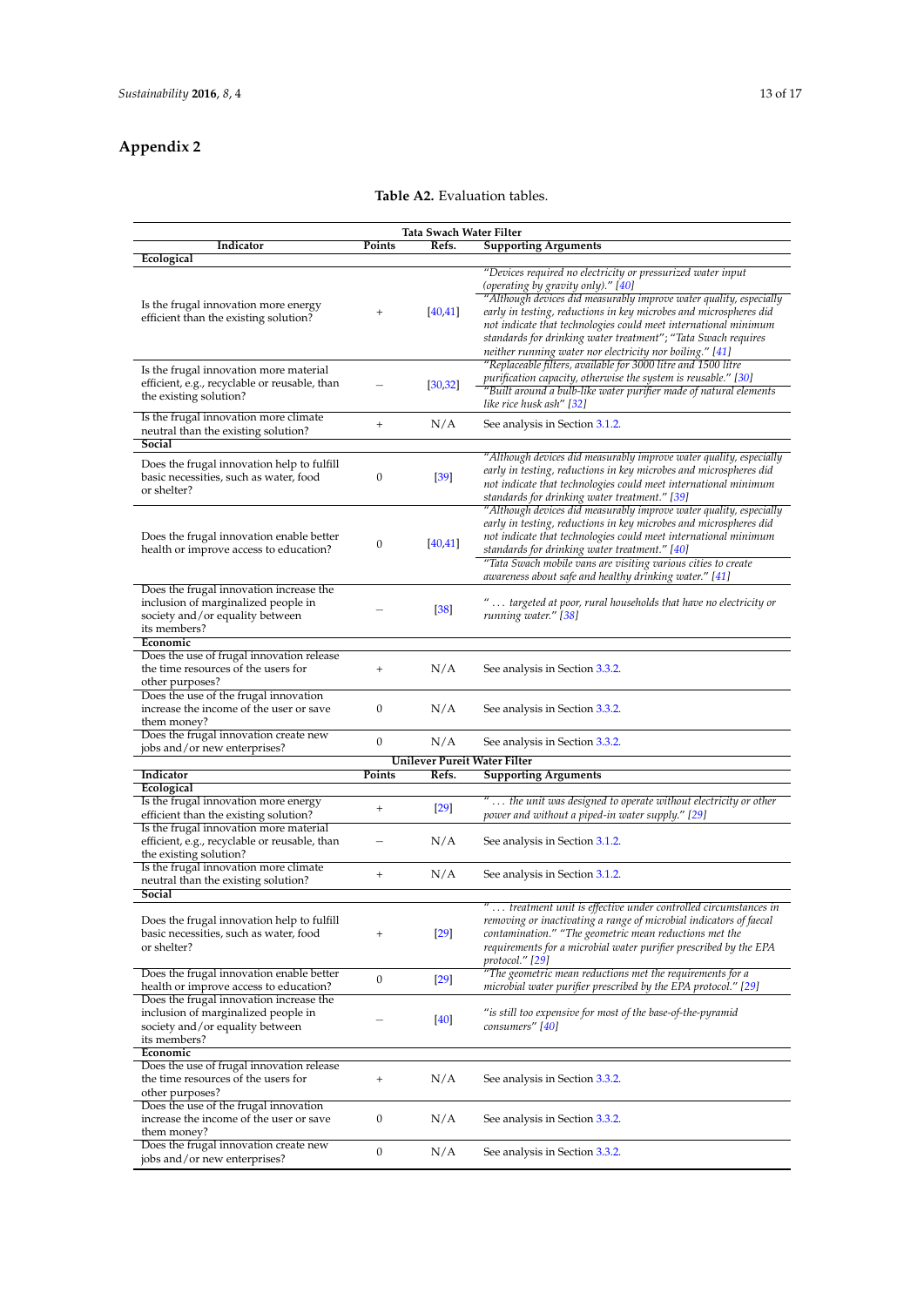## Appendix 2

**Table A2.** Evaluation tables.

| Indicator | Points | Refs. | Supporting Arguments |
|---|---|---|---|
| **Tata Swach Water Filter** | | | |
| **Ecological** | | | |
| Is the frugal innovation more energy efficient than the existing solution? | + | [40,41] | *"Devices required no electricity or pressurized water input (operating by gravity only)." [40]* *"Although devices did measurably improve water quality, especially early in testing, reductions in key microbes and microspheres did not indicate that technologies could meet international minimum standards for drinking water treatment"; "Tata Swach requires neither running water nor electricity nor boiling." [41]* |
| Is the frugal innovation more material efficient, e.g., recyclable or reusable, than the existing solution? | – | [30,32] | *"Replaceable filters, available for 3000 litre and 1500 litre purification capacity, otherwise the system is reusable." [30]* *"Built around a bulb-like water purifier made of natural elements like rice husk ash" [32]* |
| Is the frugal innovation more climate neutral than the existing solution? | + | N/A | See analysis in Section 3.1.2. |
| **Social** | | | |
| Does the frugal innovation help to fulfill basic necessities, such as water, food or shelter? | 0 | [39] | *"Although devices did measurably improve water quality, especially early in testing, reductions in key microbes and microspheres did not indicate that technologies could meet international minimum standards for drinking water treatment." [39]* |
| Does the frugal innovation enable better health or improve access to education? | 0 | [40,41] | *"Although devices did measurably improve water quality, especially early in testing, reductions in key microbes and microspheres did not indicate that technologies could meet international minimum standards for drinking water treatment." [40]* *"Tata Swach mobile vans are visiting various cities to create awareness about safe and healthy drinking water." [41]* |
| Does the frugal innovation increase the inclusion of marginalized people in society and/or equality between its members? | – | [38] | *" … targeted at poor, rural households that have no electricity or running water." [38]* |
| **Economic** | | | |
| Does the use of frugal innovation release the time resources of the users for other purposes? | + | N/A | See analysis in Section 3.3.2. |
| Does the use of the frugal innovation increase the income of the user or save them money? | 0 | N/A | See analysis in Section 3.3.2. |
| Does the frugal innovation create new jobs and/or new enterprises? | 0 | N/A | See analysis in Section 3.3.2. |
| **Unilever Pureit Water Filter** | | | |
| **Indicator** | **Points** | **Refs.** | **Supporting Arguments** |
| **Ecological** | | | |
| Is the frugal innovation more energy efficient than the existing solution? | + | [29] | *" … the unit was designed to operate without electricity or other power and without a piped-in water supply." [29]* |
| Is the frugal innovation more material efficient, e.g., recyclable or reusable, than the existing solution? | – | N/A | See analysis in Section 3.1.2. |
| Is the frugal innovation more climate neutral than the existing solution? | + | N/A | See analysis in Section 3.1.2. |
| **Social** | | | |
| Does the frugal innovation help to fulfill basic necessities, such as water, food or shelter? | + | [29] | *" … treatment unit is effective under controlled circumstances in removing or inactivating a range of microbial indicators of faecal contamination." "The geometric mean reductions met the requirements for a microbial water purifier prescribed by the EPA protocol." [29]* |
| Does the frugal innovation enable better health or improve access to education? | 0 | [29] | *"The geometric mean reductions met the requirements for a microbial water purifier prescribed by the EPA protocol." [29]* |
| Does the frugal innovation increase the inclusion of marginalized people in society and/or equality between its members? | – | [40] | *"is still too expensive for most of the base-of-the-pyramid consumers" [40]* |
| **Economic** | | | |
| Does the use of frugal innovation release the time resources of the users for other purposes? | + | N/A | See analysis in Section 3.3.2. |
| Does the use of the frugal innovation increase the income of the user or save them money? | 0 | N/A | See analysis in Section 3.3.2. |
| Does the frugal innovation create new jobs and/or new enterprises? | 0 | N/A | See analysis in Section 3.3.2. |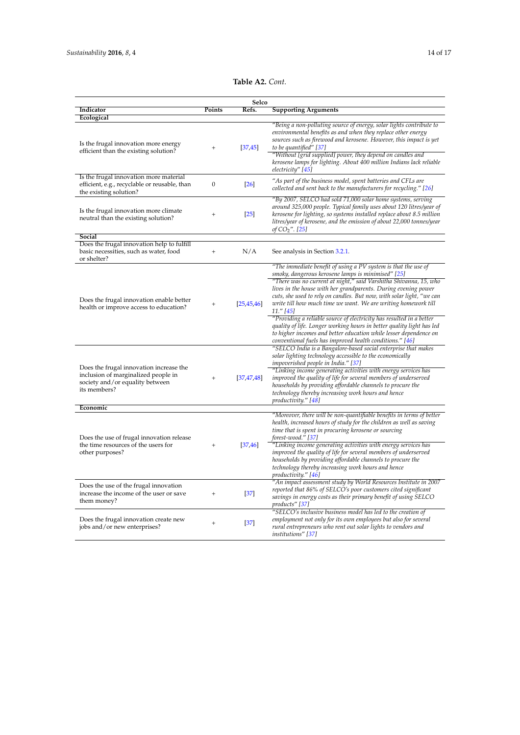**Table A2.** *Cont.*

| | | Selco | |
|---|---|---|---|
| **Indicator** | **Points** | **Refs.** | **Supporting Arguments** |
| **Ecological** | | | |
| Is the frugal innovation more energy efficient than the existing solution? | + | [37,45] | *"Being a non-polluting source of energy, solar lights contribute to environmental benefits as and when they replace other energy sources such as firewood and kerosene. However, this impact is yet to be quantified"* [37] *"Without [grid supplied] power, they depend on candles and kerosene lamps for lighting. About 400 million Indians lack reliable electricity"* [45] |
| Is the frugal innovation more material efficient, e.g., recyclable or reusable, than the existing solution? | 0 | [26] | *"As part of the business model, spent batteries and CFLs are collected and sent back to the manufacturers for recycling."* [26] |
| Is the frugal innovation more climate neutral than the existing solution? | + | [25] | *"By 2007, SELCO had sold 71,000 solar home systems, serving around 325,000 people. Typical family uses about 120 litres/year of kerosene for lighting, so systems installed replace about 8.5 million litres/year of kerosene, and the emission of about 22,000 tonnes/year of $CO_2$".* [25] |
| **Social** | | | |
| Does the frugal innovation help to fulfill basic necessities, such as water, food or shelter? | + | N/A | See analysis in Section 3.2.1. |
| Does the frugal innovation enable better health or improve access to education? | + | [25,45,46] | *"The immediate benefit of using a PV system is that the use of smoky, dangerous kerosene lamps is minimised"* [25] *"There was no current at night," said Varshitha Shivanna, 15, who lives in the house with her grandparents. During evening power cuts, she used to rely on candles. But now, with solar light, "we can write till how much time we want. We are writing homework till 11."* [45] *"Providing a reliable source of electricity has resulted in a better quality of life. Longer working hours in better quality light has led to higher incomes and better education while lesser dependence on conventional fuels has improved health conditions."* [46] |
| Does the frugal innovation increase the inclusion of marginalized people in society and/or equality between its members? | + | [37,47,48] | *"SELCO India is a Bangalore-based social enterprise that makes solar lighting technology accessible to the economically impoverished people in India."* [37] *"Linking income generating activities with energy services has improved the quality of life for several members of underserved households by providing affordable channels to procure the technology thereby increasing work hours and hence productivity."* [48] |
| **Economic** | | | |
| Does the use of frugal innovation release the time resources of the users for other purposes? | + | [37,46] | *"Moreover, there will be non-quantifiable benefits in terms of better health, increased hours of study for the children as well as saving time that is spent in procuring kerosene or sourcing forest-wood."* [37] *"Linking income generating activities with energy services has improved the quality of life for several members of underserved households by providing affordable channels to procure the technology thereby increasing work hours and hence productivity."* [46] |
| Does the use of the frugal innovation increase the income of the user or save them money? | + | [37] | *"An impact assessment study by World Resources Institute in 2007 reported that 86% of SELCO's poor customers cited significant savings in energy costs as their primary benefit of using SELCO products"* [37] |
| Does the frugal innovation create new jobs and/or new enterprises? | + | [37] | *"SELCO's inclusive business model has led to the creation of employment not only for its own employees but also for several rural entrepreneurs who rent out solar lights to vendors and institutions"* [37] |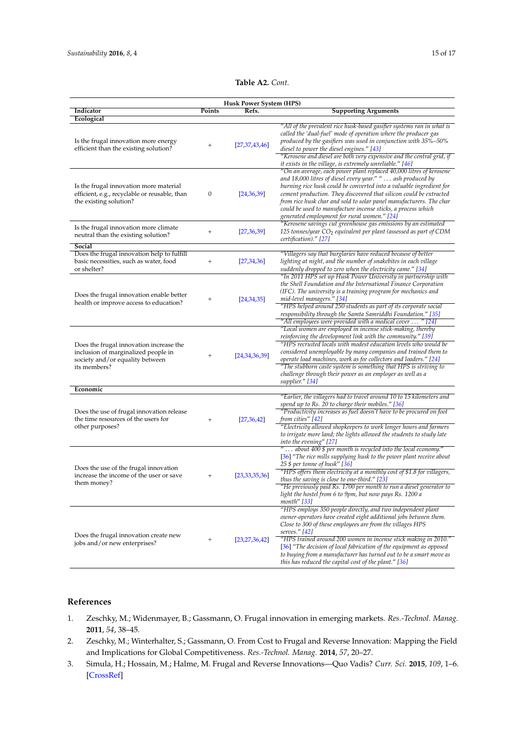**Table A2.** *Cont.*

| Husk Power System (HPS) | | | |
|---|---|---|---|
| **Indicator** | **Points** | **Refs.** | **Supporting Arguments** |
| **Ecological** | | | |
| Is the frugal innovation more energy efficient than the existing solution? | + | [27,37,43,46] | *"All of the prevalent rice husk-based gasifier systems ran in what is called the 'dual-fuel' mode of operation where the producer gas produced by the gasifiers was used in conjunction with 35%–50% diesel to power the diesel engines."* [43] *"Kerosene and diesel are both very expensive and the central grid, if it exists in the village, is extremely unreliable."* [46] |
| Is the frugal innovation more material efficient, e.g., recyclable or reusable, than the existing solution? | 0 | [24,36,39] | *"On an average, each power plant replaced 40,000 litres of kerosene and 18,000 litres of diesel every year." " … ash produced by burning rice husk could be converted into a valuable ingredient for cement production. They discovered that silicon could be extracted from rice husk char and sold to solar panel manufacturers. The char could be used to manufacture incense sticks, a process which generated employment for rural women."* [24] |
| Is the frugal innovation more climate neutral than the existing solution? | + | [27,36,39] | *"Kerosene savings cut greenhouse gas emissions by an estimated 125 tonnes/year $CO_2$ equivalent per plant (assessed as part of CDM certification)."* [27] |
| **Social** | | | |
| Does the frugal innovation help to fulfill basic necessities, such as water, food or shelter? | + | [27,34,36] | *"Villagers say that burglaries have reduced because of better lighting at night, and the number of snakebites in each village suddenly dropped to zero when the electricity came."* [34] |
| Does the frugal innovation enable better health or improve access to education? | + | [24,34,35] | *"In 2011 HPS set up Husk Power University in partnership with the Shell Foundation and the International Finance Corporation (IFC). The university is a training program for mechanics and mid-level managers."* [34] *"HPS helped around 250 students as part of its corporate social responsibility through the Samta Samriddhi Foundation."* [35] *"All employees were provided with a medical cover … "* [24] |
| Does the frugal innovation increase the inclusion of marginalized people in society and/or equality between its members? | + | [24,34,36,39] | *"Local women are employed in incense stick-making, thereby reinforcing the development link with the community."* [39] *"HPS recruited locals with modest education levels who would be considered unemployable by many companies and trained them to operate load machines, work as fee collectors and loaders."* [24] *"The stubborn caste system is something that HPS is striving to challenge through their power as an employer as well as a supplier."* [34] |
| **Economic** | | | |
| Does the use of frugal innovation release the time resources of the users for other purposes? | + | [27,36,42] | *"Earlier, the villagers had to travel around 10 to 15 kilometers and spend up to Rs. 20 to charge their mobiles."* [36] *"Productivity increases as fuel doesn't have to be procured on foot from cities"* [42] *"Electricity allowed shopkeepers to work longer hours and farmers to irrigate more land; the lights allowed the students to study late into the evening"* [27] |
| Does the use of the frugal innovation increase the income of the user or save them money? | + | [23,33,35,36] | *" … about 400 $ per month is recycled into the local economy."* [36] *"The rice mills supplying husk to the power plant receive about 25 $ per tonne of husk"* [36] *"HPS offers them electricity at a monthly cost of $1.8 for villagers, thus the saving is close to one-third."* [23] *"He previously paid Rs. 1700 per month to run a diesel generator to light the hostel from 6 to 9pm, but now pays Rs. 1200 a month"* [33] |
| Does the frugal innovation create new jobs and/or new enterprises? | + | [23,27,36,42] | *"HPS employs 350 people directly, and two independent plant owner-operators have created eight additional jobs between them. Close to 300 of these employees are from the villages HPS serves."* [42] *"HPS trained around 200 women in incense stick making in 2010."* [36] *"The decision of local fabrication of the equipment as opposed to buying from a manufacturer has turned out to be a smart move as this has reduced the capital cost of the plant."* [36] |

## References

1. Zeschky, M.; Widenmayer, B.; Gassmann, O. Frugal innovation in emerging markets. *Res.-Technol. Manag.* **2011**, *54*, 38–45.
2. Zeschky, M.; Winterhalter, S.; Gassmann, O. From Cost to Frugal and Reverse Innovation: Mapping the Field and Implications for Global Competitiveness. *Res.-Technol. Manag.* **2014**, *57*, 20–27.
3. Simula, H.; Hossain, M.; Halme, M. Frugal and Reverse Innovations—Quo Vadis? *Curr. Sci.* **2015**, *109*, 1–6. [CrossRef]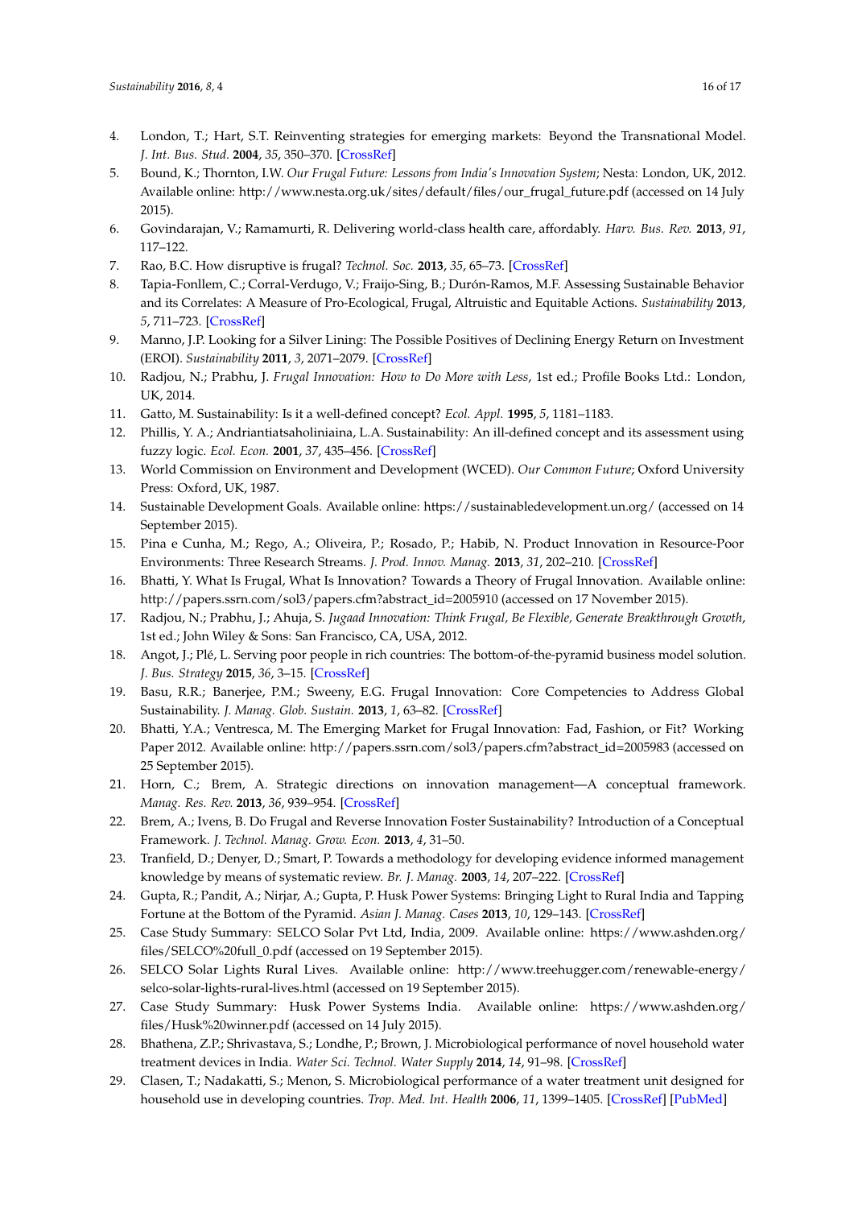4. London, T.; Hart, S.T. Reinventing strategies for emerging markets: Beyond the Transnational Model. *J. Int. Bus. Stud.* **2004**, *35*, 350–370. [CrossRef]
5. Bound, K.; Thornton, I.W. *Our Frugal Future: Lessons from India's Innovation System*; Nesta: London, UK, 2012. Available online: http://www.nesta.org.uk/sites/default/files/our_frugal_future.pdf (accessed on 14 July 2015).
6. Govindarajan, V.; Ramamurti, R. Delivering world-class health care, affordably. *Harv. Bus. Rev.* **2013**, *91*, 117–122.
7. Rao, B.C. How disruptive is frugal? *Technol. Soc.* **2013**, *35*, 65–73. [CrossRef]
8. Tapia-Fonllem, C.; Corral-Verdugo, V.; Fraijo-Sing, B.; Durón-Ramos, M.F. Assessing Sustainable Behavior and its Correlates: A Measure of Pro-Ecological, Frugal, Altruistic and Equitable Actions. *Sustainability* **2013**, *5*, 711–723. [CrossRef]
9. Manno, J.P. Looking for a Silver Lining: The Possible Positives of Declining Energy Return on Investment (EROI). *Sustainability* **2011**, *3*, 2071–2079. [CrossRef]
10. Radjou, N.; Prabhu, J. *Frugal Innovation: How to Do More with Less*, 1st ed.; Profile Books Ltd.: London, UK, 2014.
11. Gatto, M. Sustainability: Is it a well-defined concept? *Ecol. Appl.* **1995**, *5*, 1181–1183.
12. Phillis, Y. A.; Andriantiatsaholiniaina, L.A. Sustainability: An ill-defined concept and its assessment using fuzzy logic. *Ecol. Econ.* **2001**, *37*, 435–456. [CrossRef]
13. World Commission on Environment and Development (WCED). *Our Common Future*; Oxford University Press: Oxford, UK, 1987.
14. Sustainable Development Goals. Available online: https://sustainabledevelopment.un.org/ (accessed on 14 September 2015).
15. Pina e Cunha, M.; Rego, A.; Oliveira, P.; Rosado, P.; Habib, N. Product Innovation in Resource-Poor Environments: Three Research Streams. *J. Prod. Innov. Manag.* **2013**, *31*, 202–210. [CrossRef]
16. Bhatti, Y. What Is Frugal, What Is Innovation? Towards a Theory of Frugal Innovation. Available online: http://papers.ssrn.com/sol3/papers.cfm?abstract_id=2005910 (accessed on 17 November 2015).
17. Radjou, N.; Prabhu, J.; Ahuja, S. *Jugaad Innovation: Think Frugal, Be Flexible, Generate Breakthrough Growth*, 1st ed.; John Wiley & Sons: San Francisco, CA, USA, 2012.
18. Angot, J.; Plé, L. Serving poor people in rich countries: The bottom-of-the-pyramid business model solution. *J. Bus. Strategy* **2015**, *36*, 3–15. [CrossRef]
19. Basu, R.R.; Banerjee, P.M.; Sweeny, E.G. Frugal Innovation: Core Competencies to Address Global Sustainability. *J. Manag. Glob. Sustain.* **2013**, *1*, 63–82. [CrossRef]
20. Bhatti, Y.A.; Ventresca, M. The Emerging Market for Frugal Innovation: Fad, Fashion, or Fit? Working Paper 2012. Available online: http://papers.ssrn.com/sol3/papers.cfm?abstract_id=2005983 (accessed on 25 September 2015).
21. Horn, C.; Brem, A. Strategic directions on innovation management—A conceptual framework. *Manag. Res. Rev.* **2013**, *36*, 939–954. [CrossRef]
22. Brem, A.; Ivens, B. Do Frugal and Reverse Innovation Foster Sustainability? Introduction of a Conceptual Framework. *J. Technol. Manag. Grow. Econ.* **2013**, *4*, 31–50.
23. Tranfield, D.; Denyer, D.; Smart, P. Towards a methodology for developing evidence informed management knowledge by means of systematic review. *Br. J. Manag.* **2003**, *14*, 207–222. [CrossRef]
24. Gupta, R.; Pandit, A.; Nirjar, A.; Gupta, P. Husk Power Systems: Bringing Light to Rural India and Tapping Fortune at the Bottom of the Pyramid. *Asian J. Manag. Cases* **2013**, *10*, 129–143. [CrossRef]
25. Case Study Summary: SELCO Solar Pvt Ltd, India, 2009. Available online: https://www.ashden.org/files/SELCO%20full_0.pdf (accessed on 19 September 2015).
26. SELCO Solar Lights Rural Lives. Available online: http://www.treehugger.com/renewable-energy/selco-solar-lights-rural-lives.html (accessed on 19 September 2015).
27. Case Study Summary: Husk Power Systems India. Available online: https://www.ashden.org/files/Husk%20winner.pdf (accessed on 14 July 2015).
28. Bhathena, Z.P.; Shrivastava, S.; Londhe, P.; Brown, J. Microbiological performance of novel household water treatment devices in India. *Water Sci. Technol. Water Supply* **2014**, *14*, 91–98. [CrossRef]
29. Clasen, T.; Nadakatti, S.; Menon, S. Microbiological performance of a water treatment unit designed for household use in developing countries. *Trop. Med. Int. Health* **2006**, *11*, 1399–1405. [CrossRef] [PubMed]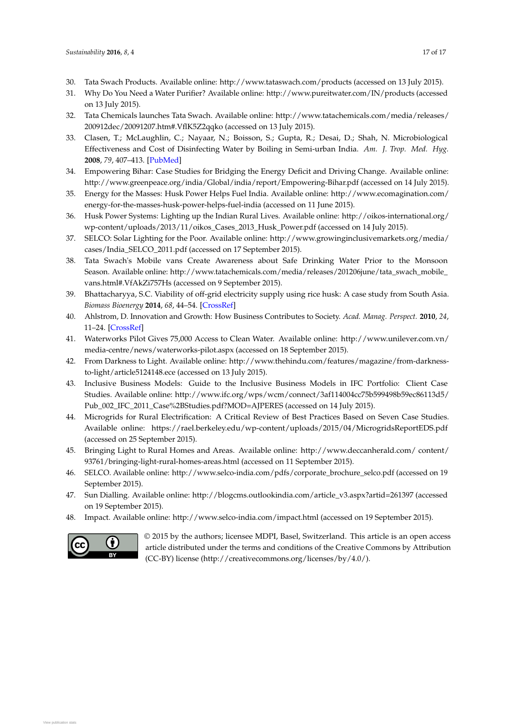30. Tata Swach Products. Available online: http://www.tataswach.com/products (accessed on 13 July 2015).
31. Why Do You Need a Water Purifier? Available online: http://www.pureitwater.com/IN/products (accessed on 13 July 2015).
32. Tata Chemicals launches Tata Swach. Available online: http://www.tatachemicals.com/media/releases/200912dec/20091207.htm#.VflK5Z2qqko (accessed on 13 July 2015).
33. Clasen, T.; McLaughlin, C.; Nayaar, N.; Boisson, S.; Gupta, R.; Desai, D.; Shah, N. Microbiological Effectiveness and Cost of Disinfecting Water by Boiling in Semi-urban India. *Am. J. Trop. Med. Hyg.* **2008**, *79*, 407–413. [PubMed]
34. Empowering Bihar: Case Studies for Bridging the Energy Deficit and Driving Change. Available online: http://www.greenpeace.org/india/Global/india/report/Empowering-Bihar.pdf (accessed on 14 July 2015).
35. Energy for the Masses: Husk Power Helps Fuel India. Available online: http://www.ecomagination.com/energy-for-the-masses-husk-power-helps-fuel-india (accessed on 11 June 2015).
36. Husk Power Systems: Lighting up the Indian Rural Lives. Available online: http://oikos-international.org/wp-content/uploads/2013/11/oikos_Cases_2013_Husk_Power.pdf (accessed on 14 July 2015).
37. SELCO: Solar Lighting for the Poor. Available online: http://www.growinginclusivemarkets.org/media/cases/India_SELCO_2011.pdf (accessed on 17 September 2015).
38. Tata Swach's Mobile vans Create Awareness about Safe Drinking Water Prior to the Monsoon Season. Available online: http://www.tatachemicals.com/media/releases/201206june/tata_swach_mobile_vans.html#.VfAkZi757Hs (accessed on 9 September 2015).
39. Bhattacharyya, S.C. Viability of off-grid electricity supply using rice husk: A case study from South Asia. *Biomass Bioenergy* **2014**, *68*, 44–54. [CrossRef]
40. Ahlstrom, D. Innovation and Growth: How Business Contributes to Society. *Acad. Manag. Perspect.* **2010**, *24*, 11–24. [CrossRef]
41. Waterworks Pilot Gives 75,000 Access to Clean Water. Available online: http://www.unilever.com.vn/media-centre/news/waterworks-pilot.aspx (accessed on 18 September 2015).
42. From Darkness to Light. Available online: http://www.thehindu.com/features/magazine/from-darkness-to-light/article5124148.ece (accessed on 13 July 2015).
43. Inclusive Business Models: Guide to the Inclusive Business Models in IFC Portfolio: Client Case Studies. Available online: http://www.ifc.org/wps/wcm/connect/3af114004cc75b599498b59ec86113d5/Pub_002_IFC_2011_Case%2BStudies.pdf?MOD=AJPERES (accessed on 14 July 2015).
44. Microgrids for Rural Electrification: A Critical Review of Best Practices Based on Seven Case Studies. Available online: https://rael.berkeley.edu/wp-content/uploads/2015/04/MicrogridsReportEDS.pdf (accessed on 25 September 2015).
45. Bringing Light to Rural Homes and Areas. Available online: http://www.deccanherald.com/ content/93761/bringing-light-rural-homes-areas.html (accessed on 11 September 2015).
46. SELCO. Available online: http://www.selco-india.com/pdfs/corporate_brochure_selco.pdf (accessed on 19 September 2015).
47. Sun Dialling. Available online: http://blogcms.outlookindia.com/article_v3.aspx?artid=261397 (accessed on 19 September 2015).
48. Impact. Available online: http://www.selco-india.com/impact.html (accessed on 19 September 2015).

© 2015 by the authors; licensee MDPI, Basel, Switzerland. This article is an open access article distributed under the terms and conditions of the Creative Commons by Attribution (CC-BY) license (http://creativecommons.org/licenses/by/4.0/).